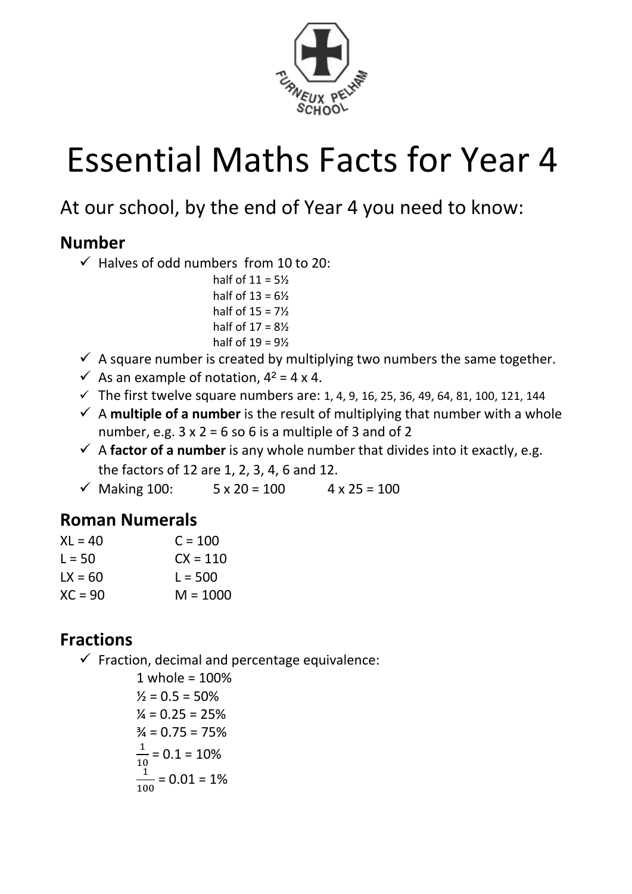# Essential Maths Facts for Year 4

## At our school, by the end of Year 4 you need to know:

### Number

- ✓ Halves of odd numbers from 10 to 20:
  - half of 11 = 5½
  - half of 13 = 6½
  - half of 15 = 7½
  - half of 17 = 8½
  - half of 19 = 9½
- ✓ A square number is created by multiplying two numbers the same together.
- ✓ As an example of notation, $4^2 = 4 \times 4$.
- ✓ The first twelve square numbers are: 1, 4, 9, 16, 25, 36, 49, 64, 81, 100, 121, 144
- ✓ A **multiple of a number** is the result of multiplying that number with a whole number, e.g. 3 x 2 = 6 so 6 is a multiple of 3 and of 2
- ✓ A **factor of a number** is any whole number that divides into it exactly, e.g. the factors of 12 are 1, 2, 3, 4, 6 and 12.
- ✓ Making 100: 5 x 20 = 100 4 x 25 = 100

### Roman Numerals

| | |
|---|---|
| XL = 40 | C = 100 |
| L = 50 | CX = 110 |
| LX = 60 | L = 500 |
| XC = 90 | M = 1000 |

### Fractions

- ✓ Fraction, decimal and percentage equivalence:
  - 1 whole = 100%
  - ½ = 0.5 = 50%
  - ¼ = 0.25 = 25%
  - ¾ = 0.75 = 75%
  - $\frac{1}{10}$ = 0.1 = 10%
  - $\frac{1}{100}$ = 0.01 = 1%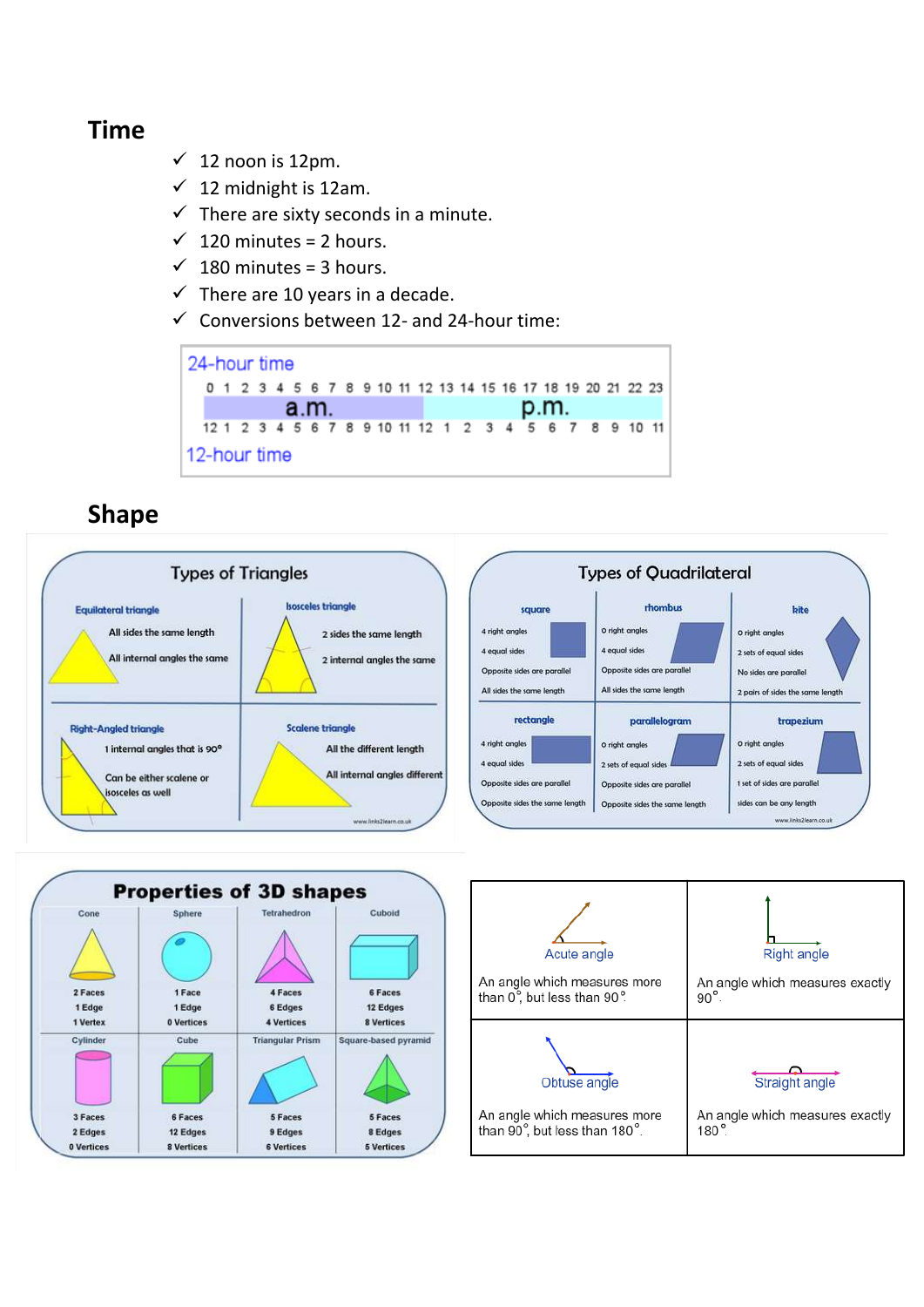## Time

- ✓ 12 noon is 12pm.
- ✓ 12 midnight is 12am.
- ✓ There are sixty seconds in a minute.
- ✓ 120 minutes = 2 hours.
- ✓ 180 minutes = 3 hours.
- ✓ There are 10 years in a decade.
- ✓ Conversions between 12- and 24-hour time:

24-hour time
0 1 2 3 4 5 6 7 8 9 10 11 12 13 14 15 16 17 18 19 20 21 22 23
a.m. p.m.
12 1 2 3 4 5 6 7 8 9 10 11 12 1 2 3 4 5 6 7 8 9 10 11
12-hour time

## Shape

### Types of Triangles

**Equilateral triangle**
All sides the same length
All internal angles the same

**Isosceles triangle**
2 sides the same length
2 internal angles the same

**Right-Angled triangle**
1 internal angles that is 90°
Can be either scalene or isosceles as well

**Scalene triangle**
All the different length
All internal angles different

www.links2learn.co.uk

### Types of Quadrilateral

**square**
4 right angles
4 equal sides
Opposite sides are parallel
All sides the same length

**rhombus**
0 right angles
4 equal sides
Opposite sides are parallel
All sides the same length

**kite**
0 right angles
2 sets of equal sides
No sides are parallel
2 pairs of sides the same length

**rectangle**
4 right angles
4 equal sides
Opposite sides are parallel
Opposite sides the same length

**parallelogram**
0 right angles
2 sets of equal sides
Opposite sides are parallel
Opposite sides the same length

**trapezium**
0 right angles
2 sets of equal sides
1 set of sides are parallel
sides can be any length

www.links2learn.co.uk

### Properties of 3D shapes

| Cone | Sphere | Tetrahedron | Cuboid |
|---|---|---|---|
| 2 Faces | 1 Face | 4 Faces | 6 Faces |
| 1 Edge | 1 Edge | 6 Edges | 12 Edges |
| 1 Vertex | 0 Vertices | 4 Vertices | 8 Vertices |

| Cylinder | Cube | Triangular Prism | Square-based pyramid |
|---|---|---|---|
| 3 Faces | 6 Faces | 5 Faces | 5 Faces |
| 2 Edges | 12 Edges | 9 Edges | 8 Edges |
| 0 Vertices | 8 Vertices | 6 Vertices | 5 Vertices |

| | |
|---|---|
| Acute angle<br>An angle which measures more than 0°, but less than 90°. | Right angle<br>An angle which measures exactly 90°. |
| Obtuse angle<br>An angle which measures more than 90°, but less than 180°. | Straight angle<br>An angle which measures exactly 180°. |